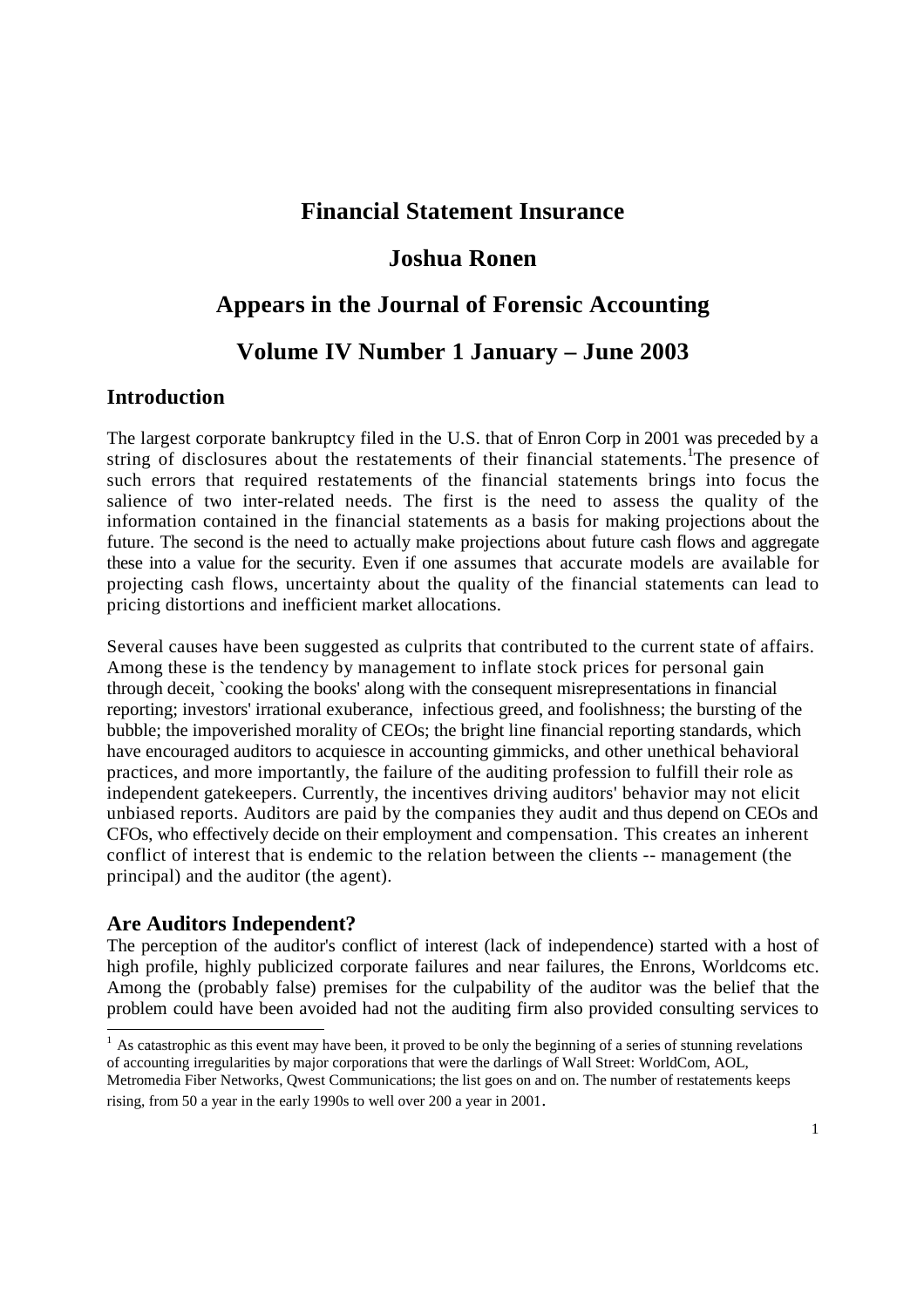# Financial Statement Insurance

## Joshua Ronen

## Appears in the Journal of Forensic Accounting

## Volume IV Number 1 January – June 2003

### Introduction

The largest corporate bankruptcy filed in the U.S. that of Enron Corp in 2001 was preceded by a string of disclosures about the restatements of their financial statements.[1]The presence of such errors that required restatements of the financial statements brings into focus the salience of two inter-related needs. The first is the need to assess the quality of the information contained in the financial statements as a basis for making projections about the future. The second is the need to actually make projections about future cash flows and aggregate these into a value for the security. Even if one assumes that accurate models are available for projecting cash flows, uncertainty about the quality of the financial statements can lead to pricing distortions and inefficient market allocations.

Several causes have been suggested as culprits that contributed to the current state of affairs. Among these is the tendency by management to inflate stock prices for personal gain through deceit, `cooking the books' along with the consequent misrepresentations in financial reporting; investors' irrational exuberance, infectious greed, and foolishness; the bursting of the bubble; the impoverished morality of CEOs; the bright line financial reporting standards, which have encouraged auditors to acquiesce in accounting gimmicks, and other unethical behavioral practices, and more importantly, the failure of the auditing profession to fulfill their role as independent gatekeepers. Currently, the incentives driving auditors' behavior may not elicit unbiased reports. Auditors are paid by the companies they audit and thus depend on CEOs and CFOs, who effectively decide on their employment and compensation. This creates an inherent conflict of interest that is endemic to the relation between the clients -- management (the principal) and the auditor (the agent).

### Are Auditors Independent?

The perception of the auditor's conflict of interest (lack of independence) started with a host of high profile, highly publicized corporate failures and near failures, the Enrons, Worldcoms etc. Among the (probably false) premises for the culpability of the auditor was the belief that the problem could have been avoided had not the auditing firm also provided consulting services to

[1] As catastrophic as this event may have been, it proved to be only the beginning of a series of stunning revelations of accounting irregularities by major corporations that were the darlings of Wall Street: WorldCom, AOL, Metromedia Fiber Networks, Qwest Communications; the list goes on and on. The number of restatements keeps rising, from 50 a year in the early 1990s to well over 200 a year in 2001.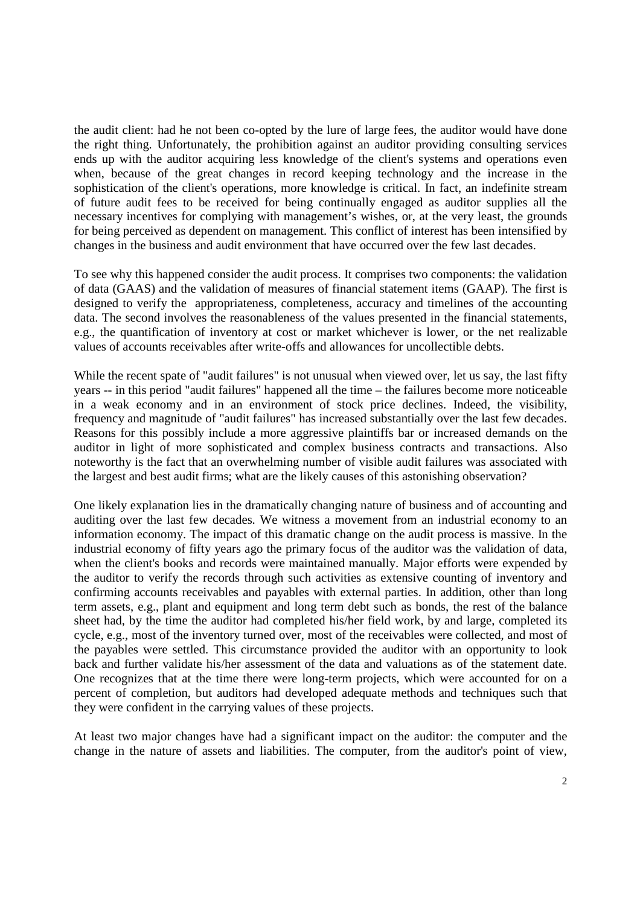the audit client: had he not been co-opted by the lure of large fees, the auditor would have done the right thing. Unfortunately, the prohibition against an auditor providing consulting services ends up with the auditor acquiring less knowledge of the client's systems and operations even when, because of the great changes in record keeping technology and the increase in the sophistication of the client's operations, more knowledge is critical. In fact, an indefinite stream of future audit fees to be received for being continually engaged as auditor supplies all the necessary incentives for complying with management's wishes, or, at the very least, the grounds for being perceived as dependent on management. This conflict of interest has been intensified by changes in the business and audit environment that have occurred over the few last decades.

To see why this happened consider the audit process. It comprises two components: the validation of data (GAAS) and the validation of measures of financial statement items (GAAP). The first is designed to verify the appropriateness, completeness, accuracy and timelines of the accounting data. The second involves the reasonableness of the values presented in the financial statements, e.g., the quantification of inventory at cost or market whichever is lower, or the net realizable values of accounts receivables after write-offs and allowances for uncollectible debts.

While the recent spate of "audit failures" is not unusual when viewed over, let us say, the last fifty years -- in this period "audit failures" happened all the time – the failures become more noticeable in a weak economy and in an environment of stock price declines. Indeed, the visibility, frequency and magnitude of "audit failures" has increased substantially over the last few decades. Reasons for this possibly include a more aggressive plaintiffs bar or increased demands on the auditor in light of more sophisticated and complex business contracts and transactions. Also noteworthy is the fact that an overwhelming number of visible audit failures was associated with the largest and best audit firms; what are the likely causes of this astonishing observation?

One likely explanation lies in the dramatically changing nature of business and of accounting and auditing over the last few decades. We witness a movement from an industrial economy to an information economy. The impact of this dramatic change on the audit process is massive. In the industrial economy of fifty years ago the primary focus of the auditor was the validation of data, when the client's books and records were maintained manually. Major efforts were expended by the auditor to verify the records through such activities as extensive counting of inventory and confirming accounts receivables and payables with external parties. In addition, other than long term assets, e.g., plant and equipment and long term debt such as bonds, the rest of the balance sheet had, by the time the auditor had completed his/her field work, by and large, completed its cycle, e.g., most of the inventory turned over, most of the receivables were collected, and most of the payables were settled. This circumstance provided the auditor with an opportunity to look back and further validate his/her assessment of the data and valuations as of the statement date. One recognizes that at the time there were long-term projects, which were accounted for on a percent of completion, but auditors had developed adequate methods and techniques such that they were confident in the carrying values of these projects.

At least two major changes have had a significant impact on the auditor: the computer and the change in the nature of assets and liabilities. The computer, from the auditor's point of view,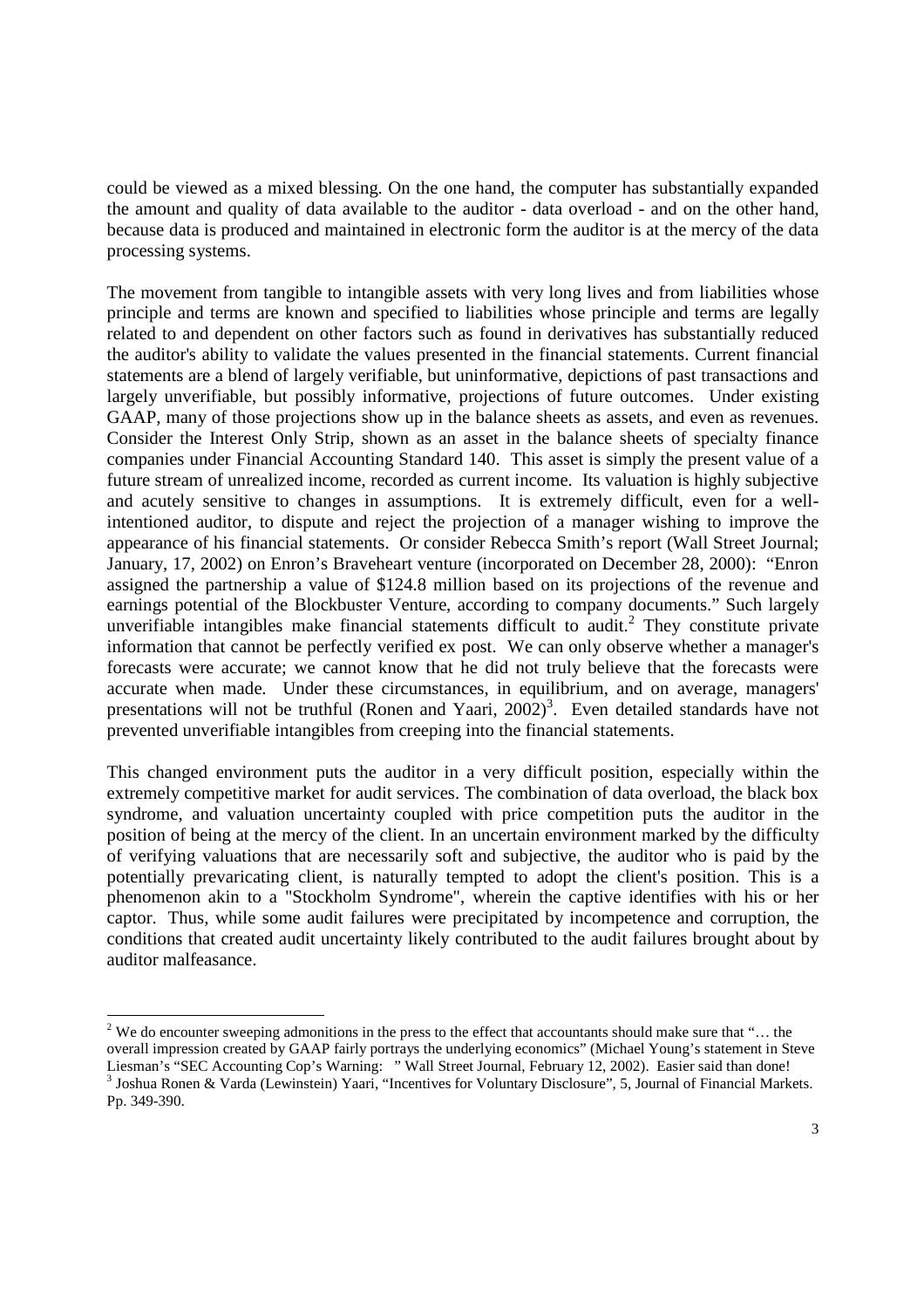could be viewed as a mixed blessing. On the one hand, the computer has substantially expanded the amount and quality of data available to the auditor - data overload - and on the other hand, because data is produced and maintained in electronic form the auditor is at the mercy of the data processing systems.

The movement from tangible to intangible assets with very long lives and from liabilities whose principle and terms are known and specified to liabilities whose principle and terms are legally related to and dependent on other factors such as found in derivatives has substantially reduced the auditor's ability to validate the values presented in the financial statements. Current financial statements are a blend of largely verifiable, but uninformative, depictions of past transactions and largely unverifiable, but possibly informative, projections of future outcomes. Under existing GAAP, many of those projections show up in the balance sheets as assets, and even as revenues. Consider the Interest Only Strip, shown as an asset in the balance sheets of specialty finance companies under Financial Accounting Standard 140. This asset is simply the present value of a future stream of unrealized income, recorded as current income. Its valuation is highly subjective and acutely sensitive to changes in assumptions. It is extremely difficult, even for a well-intentioned auditor, to dispute and reject the projection of a manager wishing to improve the appearance of his financial statements. Or consider Rebecca Smith's report (Wall Street Journal; January, 17, 2002) on Enron's Braveheart venture (incorporated on December 28, 2000): "Enron assigned the partnership a value of \$124.8 million based on its projections of the revenue and earnings potential of the Blockbuster Venture, according to company documents." Such largely unverifiable intangibles make financial statements difficult to audit.[2] They constitute private information that cannot be perfectly verified ex post. We can only observe whether a manager's forecasts were accurate; we cannot know that he did not truly believe that the forecasts were accurate when made. Under these circumstances, in equilibrium, and on average, managers' presentations will not be truthful (Ronen and Yaari, 2002)[3]. Even detailed standards have not prevented unverifiable intangibles from creeping into the financial statements.

This changed environment puts the auditor in a very difficult position, especially within the extremely competitive market for audit services. The combination of data overload, the black box syndrome, and valuation uncertainty coupled with price competition puts the auditor in the position of being at the mercy of the client. In an uncertain environment marked by the difficulty of verifying valuations that are necessarily soft and subjective, the auditor who is paid by the potentially prevaricating client, is naturally tempted to adopt the client's position. This is a phenomenon akin to a "Stockholm Syndrome", wherein the captive identifies with his or her captor. Thus, while some audit failures were precipitated by incompetence and corruption, the conditions that created audit uncertainty likely contributed to the audit failures brought about by auditor malfeasance.

---

[2] We do encounter sweeping admonitions in the press to the effect that accountants should make sure that "… the overall impression created by GAAP fairly portrays the underlying economics" (Michael Young's statement in Steve Liesman's "SEC Accounting Cop's Warning: " Wall Street Journal, February 12, 2002). Easier said than done!

[3] Joshua Ronen & Varda (Lewinstein) Yaari, "Incentives for Voluntary Disclosure", 5, Journal of Financial Markets. Pp. 349-390.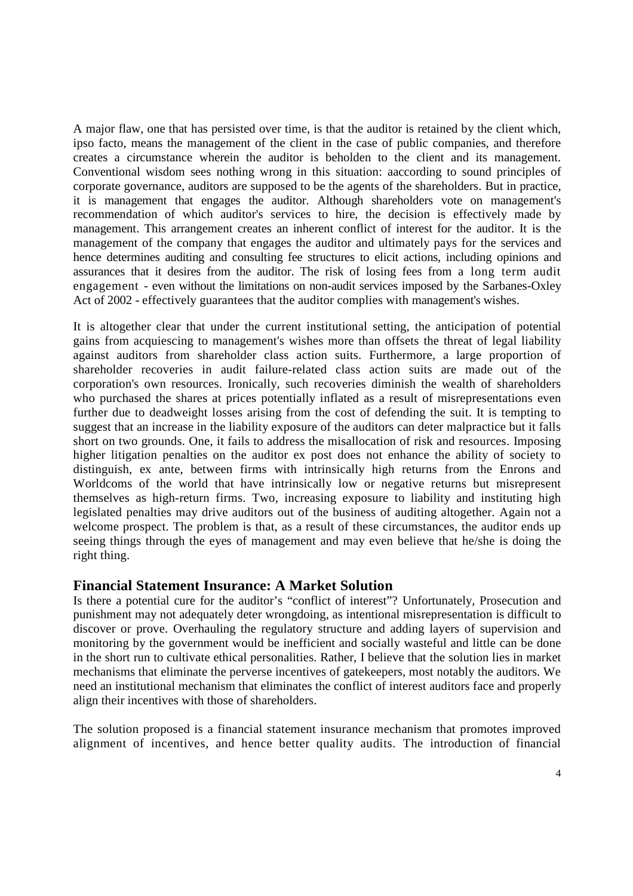A major flaw, one that has persisted over time, is that the auditor is retained by the client which, ipso facto, means the management of the client in the case of public companies, and therefore creates a circumstance wherein the auditor is beholden to the client and its management. Conventional wisdom sees nothing wrong in this situation: aaccording to sound principles of corporate governance, auditors are supposed to be the agents of the shareholders. But in practice, it is management that engages the auditor. Although shareholders vote on management's recommendation of which auditor's services to hire, the decision is effectively made by management. This arrangement creates an inherent conflict of interest for the auditor. It is the management of the company that engages the auditor and ultimately pays for the services and hence determines auditing and consulting fee structures to elicit actions, including opinions and assurances that it desires from the auditor. The risk of losing fees from a long term audit engagement - even without the limitations on non-audit services imposed by the Sarbanes-Oxley Act of 2002 - effectively guarantees that the auditor complies with management's wishes.

It is altogether clear that under the current institutional setting, the anticipation of potential gains from acquiescing to management's wishes more than offsets the threat of legal liability against auditors from shareholder class action suits. Furthermore, a large proportion of shareholder recoveries in audit failure-related class action suits are made out of the corporation's own resources. Ironically, such recoveries diminish the wealth of shareholders who purchased the shares at prices potentially inflated as a result of misrepresentations even further due to deadweight losses arising from the cost of defending the suit. It is tempting to suggest that an increase in the liability exposure of the auditors can deter malpractice but it falls short on two grounds. One, it fails to address the misallocation of risk and resources. Imposing higher litigation penalties on the auditor ex post does not enhance the ability of society to distinguish, ex ante, between firms with intrinsically high returns from the Enrons and Worldcoms of the world that have intrinsically low or negative returns but misrepresent themselves as high-return firms. Two, increasing exposure to liability and instituting high legislated penalties may drive auditors out of the business of auditing altogether. Again not a welcome prospect. The problem is that, as a result of these circumstances, the auditor ends up seeing things through the eyes of management and may even believe that he/she is doing the right thing.

## Financial Statement Insurance: A Market Solution

Is there a potential cure for the auditor's "conflict of interest"? Unfortunately, Prosecution and punishment may not adequately deter wrongdoing, as intentional misrepresentation is difficult to discover or prove. Overhauling the regulatory structure and adding layers of supervision and monitoring by the government would be inefficient and socially wasteful and little can be done in the short run to cultivate ethical personalities. Rather, I believe that the solution lies in market mechanisms that eliminate the perverse incentives of gatekeepers, most notably the auditors. We need an institutional mechanism that eliminates the conflict of interest auditors face and properly align their incentives with those of shareholders.

The solution proposed is a financial statement insurance mechanism that promotes improved alignment of incentives, and hence better quality audits. The introduction of financial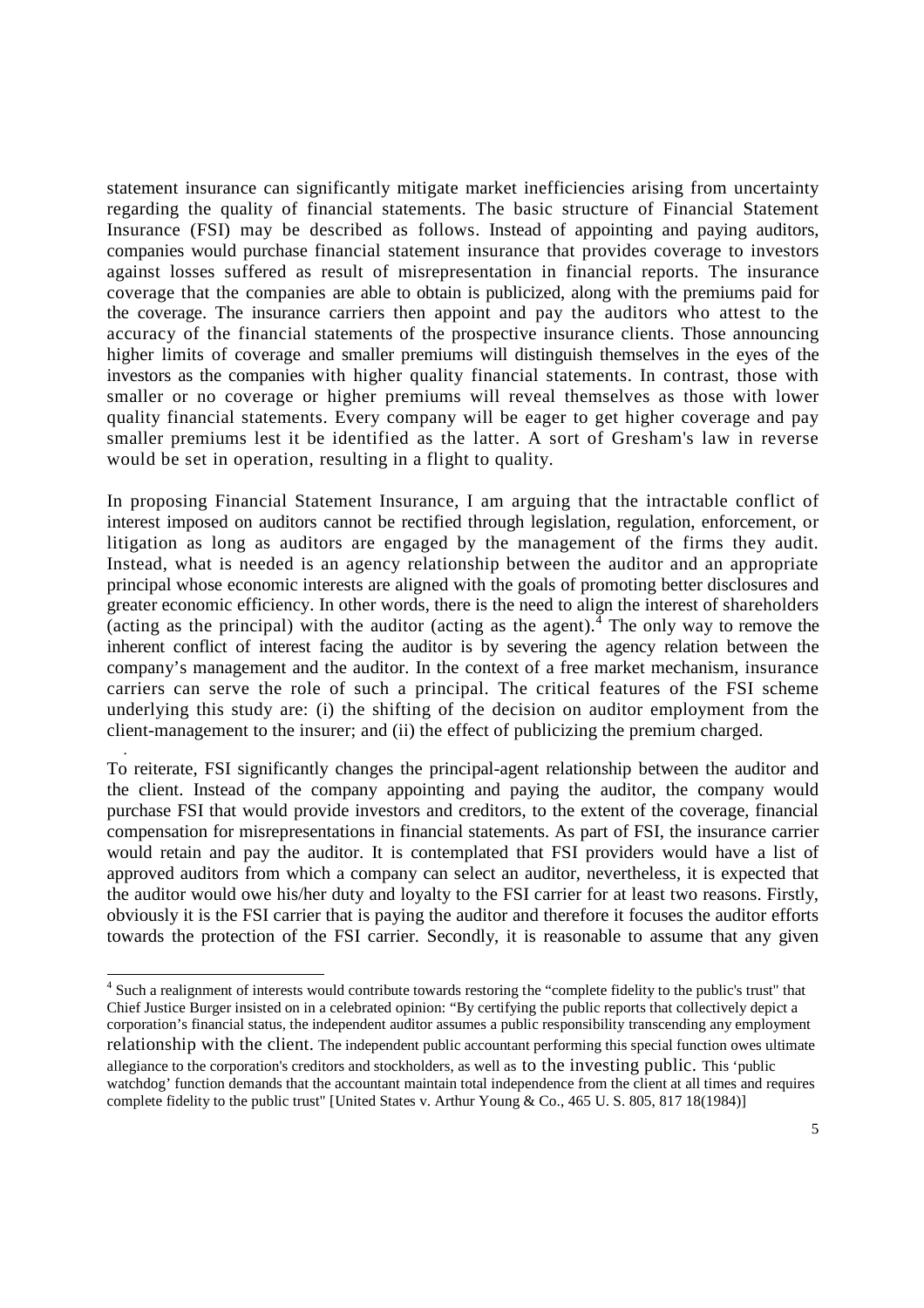statement insurance can significantly mitigate market inefficiencies arising from uncertainty regarding the quality of financial statements. The basic structure of Financial Statement Insurance (FSI) may be described as follows. Instead of appointing and paying auditors, companies would purchase financial statement insurance that provides coverage to investors against losses suffered as result of misrepresentation in financial reports. The insurance coverage that the companies are able to obtain is publicized, along with the premiums paid for the coverage. The insurance carriers then appoint and pay the auditors who attest to the accuracy of the financial statements of the prospective insurance clients. Those announcing higher limits of coverage and smaller premiums will distinguish themselves in the eyes of the investors as the companies with higher quality financial statements. In contrast, those with smaller or no coverage or higher premiums will reveal themselves as those with lower quality financial statements. Every company will be eager to get higher coverage and pay smaller premiums lest it be identified as the latter. A sort of Gresham's law in reverse would be set in operation, resulting in a flight to quality.

In proposing Financial Statement Insurance, I am arguing that the intractable conflict of interest imposed on auditors cannot be rectified through legislation, regulation, enforcement, or litigation as long as auditors are engaged by the management of the firms they audit. Instead, what is needed is an agency relationship between the auditor and an appropriate principal whose economic interests are aligned with the goals of promoting better disclosures and greater economic efficiency. In other words, there is the need to align the interest of shareholders (acting as the principal) with the auditor (acting as the agent).[4] The only way to remove the inherent conflict of interest facing the auditor is by severing the agency relation between the company's management and the auditor. In the context of a free market mechanism, insurance carriers can serve the role of such a principal. The critical features of the FSI scheme underlying this study are: (i) the shifting of the decision on auditor employment from the client-management to the insurer; and (ii) the effect of publicizing the premium charged.

To reiterate, FSI significantly changes the principal-agent relationship between the auditor and the client. Instead of the company appointing and paying the auditor, the company would purchase FSI that would provide investors and creditors, to the extent of the coverage, financial compensation for misrepresentations in financial statements. As part of FSI, the insurance carrier would retain and pay the auditor. It is contemplated that FSI providers would have a list of approved auditors from which a company can select an auditor, nevertheless, it is expected that the auditor would owe his/her duty and loyalty to the FSI carrier for at least two reasons. Firstly, obviously it is the FSI carrier that is paying the auditor and therefore it focuses the auditor efforts towards the protection of the FSI carrier. Secondly, it is reasonable to assume that any given

---

[4] Such a realignment of interests would contribute towards restoring the "complete fidelity to the public's trust" that Chief Justice Burger insisted on in a celebrated opinion: "By certifying the public reports that collectively depict a corporation's financial status, the independent auditor assumes a public responsibility transcending any employment relationship with the client. The independent public accountant performing this special function owes ultimate allegiance to the corporation's creditors and stockholders, as well as to the investing public. This 'public watchdog' function demands that the accountant maintain total independence from the client at all times and requires complete fidelity to the public trust" [United States v. Arthur Young & Co., 465 U. S. 805, 817 18(1984)]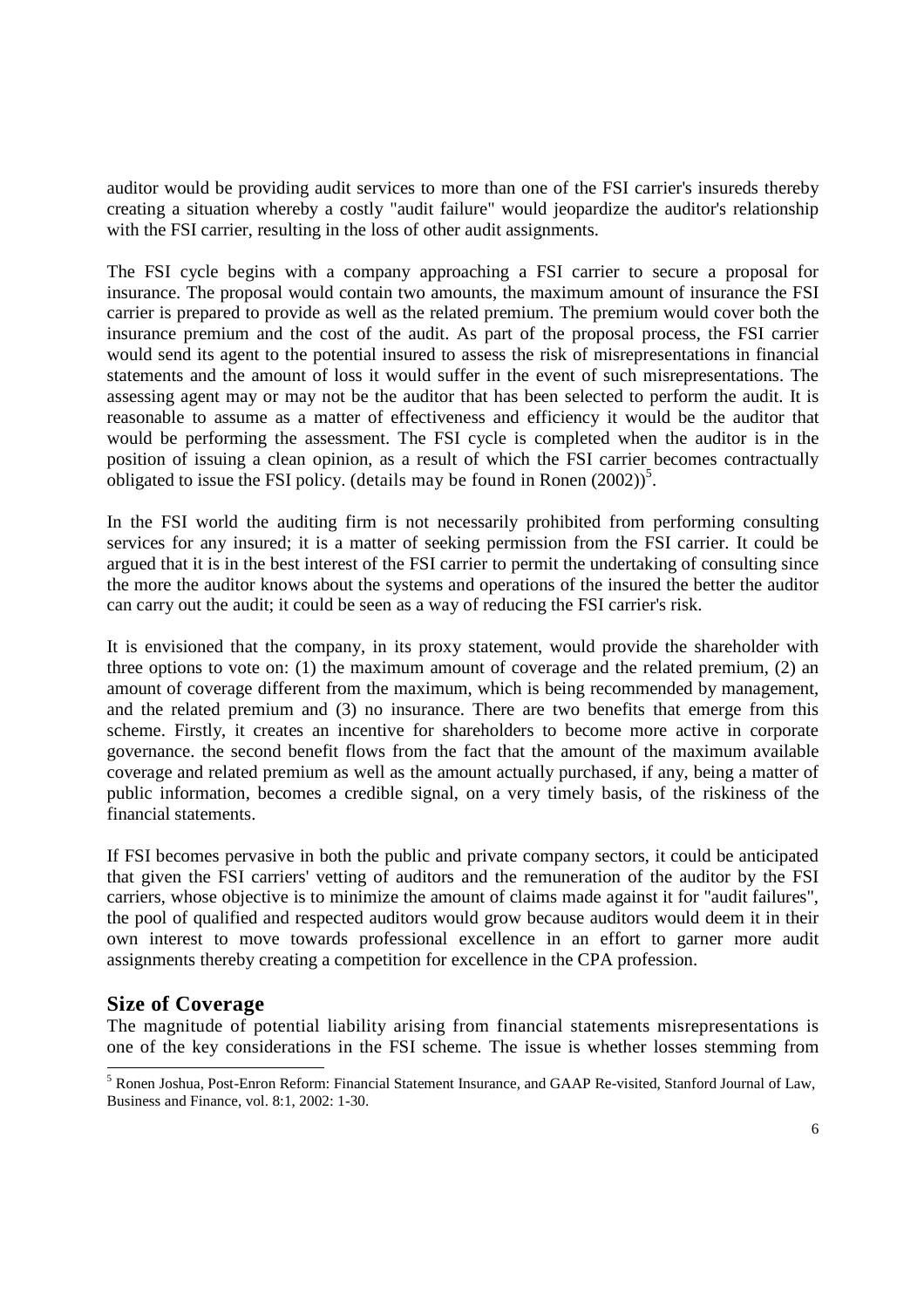auditor would be providing audit services to more than one of the FSI carrier's insureds thereby creating a situation whereby a costly "audit failure" would jeopardize the auditor's relationship with the FSI carrier, resulting in the loss of other audit assignments.

The FSI cycle begins with a company approaching a FSI carrier to secure a proposal for insurance. The proposal would contain two amounts, the maximum amount of insurance the FSI carrier is prepared to provide as well as the related premium. The premium would cover both the insurance premium and the cost of the audit. As part of the proposal process, the FSI carrier would send its agent to the potential insured to assess the risk of misrepresentations in financial statements and the amount of loss it would suffer in the event of such misrepresentations. The assessing agent may or may not be the auditor that has been selected to perform the audit. It is reasonable to assume as a matter of effectiveness and efficiency it would be the auditor that would be performing the assessment. The FSI cycle is completed when the auditor is in the position of issuing a clean opinion, as a result of which the FSI carrier becomes contractually obligated to issue the FSI policy. (details may be found in Ronen (2002))[5].

In the FSI world the auditing firm is not necessarily prohibited from performing consulting services for any insured; it is a matter of seeking permission from the FSI carrier. It could be argued that it is in the best interest of the FSI carrier to permit the undertaking of consulting since the more the auditor knows about the systems and operations of the insured the better the auditor can carry out the audit; it could be seen as a way of reducing the FSI carrier's risk.

It is envisioned that the company, in its proxy statement, would provide the shareholder with three options to vote on: (1) the maximum amount of coverage and the related premium, (2) an amount of coverage different from the maximum, which is being recommended by management, and the related premium and (3) no insurance. There are two benefits that emerge from this scheme. Firstly, it creates an incentive for shareholders to become more active in corporate governance. the second benefit flows from the fact that the amount of the maximum available coverage and related premium as well as the amount actually purchased, if any, being a matter of public information, becomes a credible signal, on a very timely basis, of the riskiness of the financial statements.

If FSI becomes pervasive in both the public and private company sectors, it could be anticipated that given the FSI carriers' vetting of auditors and the remuneration of the auditor by the FSI carriers, whose objective is to minimize the amount of claims made against it for "audit failures", the pool of qualified and respected auditors would grow because auditors would deem it in their own interest to move towards professional excellence in an effort to garner more audit assignments thereby creating a competition for excellence in the CPA profession.

## Size of Coverage

The magnitude of potential liability arising from financial statements misrepresentations is one of the key considerations in the FSI scheme. The issue is whether losses stemming from

---

[5] Ronen Joshua, Post-Enron Reform: Financial Statement Insurance, and GAAP Re-visited, Stanford Journal of Law, Business and Finance, vol. 8:1, 2002: 1-30.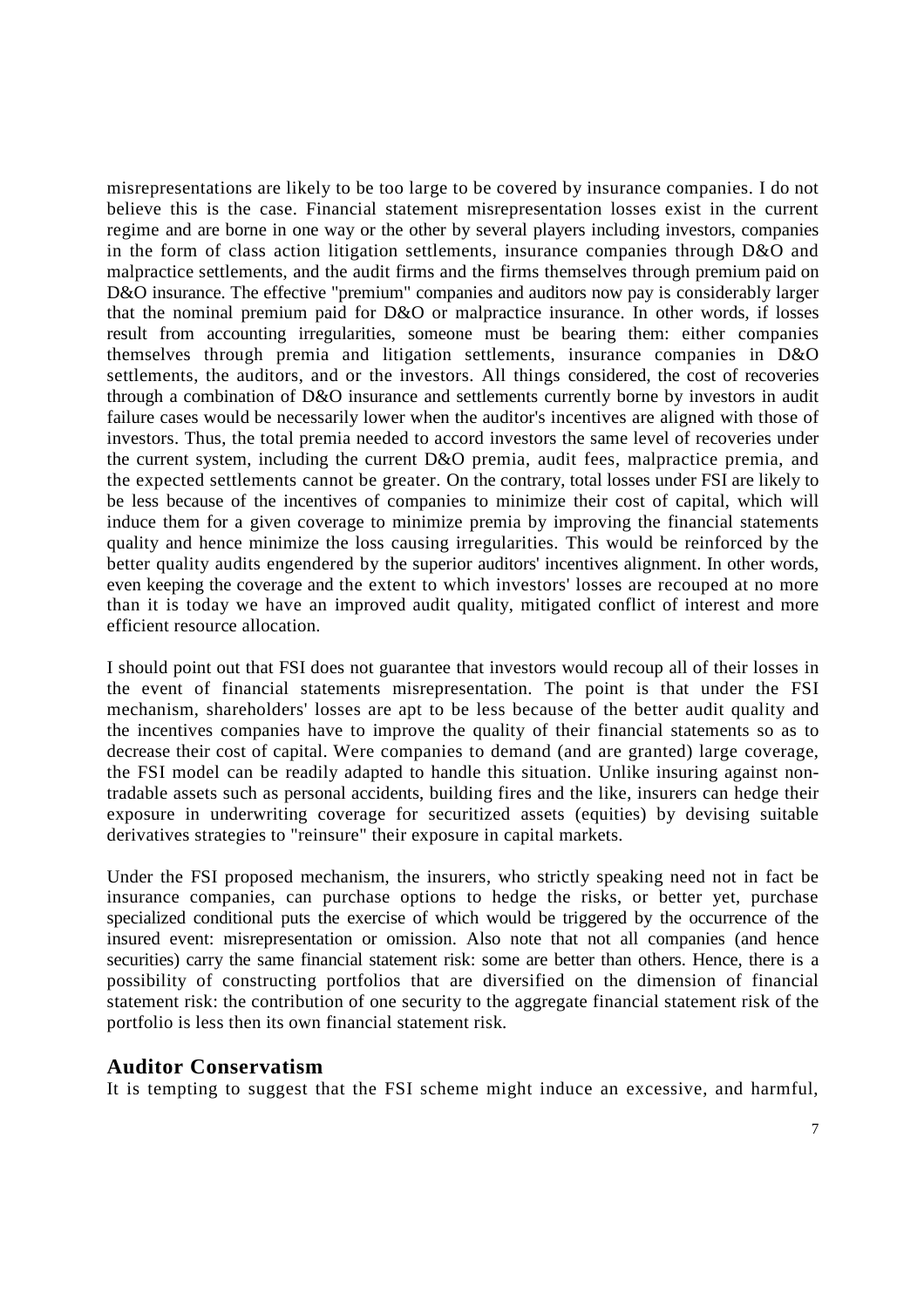misrepresentations are likely to be too large to be covered by insurance companies. I do not believe this is the case. Financial statement misrepresentation losses exist in the current regime and are borne in one way or the other by several players including investors, companies in the form of class action litigation settlements, insurance companies through D&O and malpractice settlements, and the audit firms and the firms themselves through premium paid on D&O insurance. The effective "premium" companies and auditors now pay is considerably larger that the nominal premium paid for D&O or malpractice insurance. In other words, if losses result from accounting irregularities, someone must be bearing them: either companies themselves through premia and litigation settlements, insurance companies in D&O settlements, the auditors, and or the investors. All things considered, the cost of recoveries through a combination of D&O insurance and settlements currently borne by investors in audit failure cases would be necessarily lower when the auditor's incentives are aligned with those of investors. Thus, the total premia needed to accord investors the same level of recoveries under the current system, including the current D&O premia, audit fees, malpractice premia, and the expected settlements cannot be greater. On the contrary, total losses under FSI are likely to be less because of the incentives of companies to minimize their cost of capital, which will induce them for a given coverage to minimize premia by improving the financial statements quality and hence minimize the loss causing irregularities. This would be reinforced by the better quality audits engendered by the superior auditors' incentives alignment. In other words, even keeping the coverage and the extent to which investors' losses are recouped at no more than it is today we have an improved audit quality, mitigated conflict of interest and more efficient resource allocation.

I should point out that FSI does not guarantee that investors would recoup all of their losses in the event of financial statements misrepresentation. The point is that under the FSI mechanism, shareholders' losses are apt to be less because of the better audit quality and the incentives companies have to improve the quality of their financial statements so as to decrease their cost of capital. Were companies to demand (and are granted) large coverage, the FSI model can be readily adapted to handle this situation. Unlike insuring against non-tradable assets such as personal accidents, building fires and the like, insurers can hedge their exposure in underwriting coverage for securitized assets (equities) by devising suitable derivatives strategies to "reinsure" their exposure in capital markets.

Under the FSI proposed mechanism, the insurers, who strictly speaking need not in fact be insurance companies, can purchase options to hedge the risks, or better yet, purchase specialized conditional puts the exercise of which would be triggered by the occurrence of the insured event: misrepresentation or omission. Also note that not all companies (and hence securities) carry the same financial statement risk: some are better than others. Hence, there is a possibility of constructing portfolios that are diversified on the dimension of financial statement risk: the contribution of one security to the aggregate financial statement risk of the portfolio is less then its own financial statement risk.

## Auditor Conservatism

It is tempting to suggest that the FSI scheme might induce an excessive, and harmful,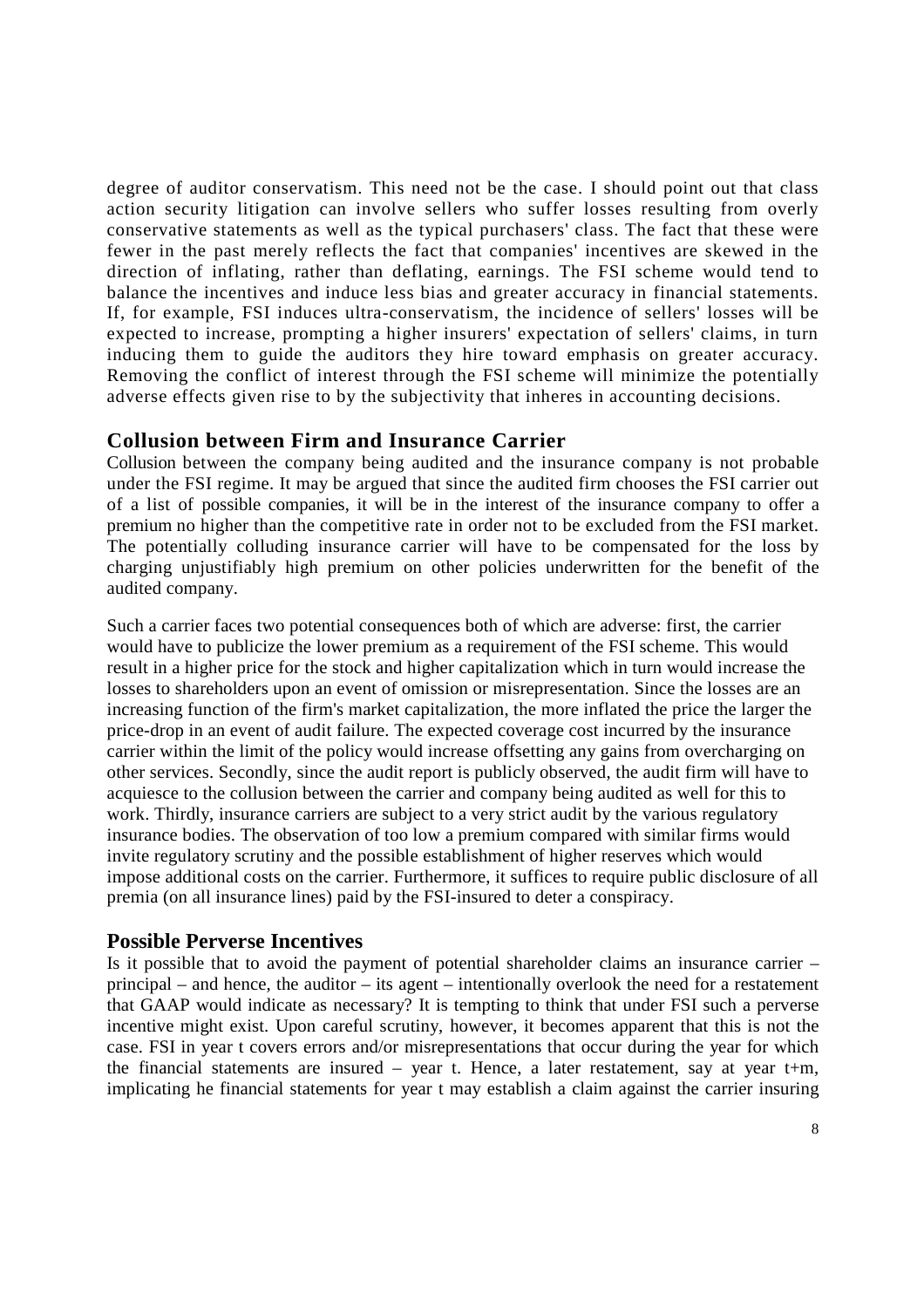degree of auditor conservatism. This need not be the case. I should point out that class action security litigation can involve sellers who suffer losses resulting from overly conservative statements as well as the typical purchasers' class. The fact that these were fewer in the past merely reflects the fact that companies' incentives are skewed in the direction of inflating, rather than deflating, earnings. The FSI scheme would tend to balance the incentives and induce less bias and greater accuracy in financial statements. If, for example, FSI induces ultra-conservatism, the incidence of sellers' losses will be expected to increase, prompting a higher insurers' expectation of sellers' claims, in turn inducing them to guide the auditors they hire toward emphasis on greater accuracy. Removing the conflict of interest through the FSI scheme will minimize the potentially adverse effects given rise to by the subjectivity that inheres in accounting decisions.

## Collusion between Firm and Insurance Carrier

Collusion between the company being audited and the insurance company is not probable under the FSI regime. It may be argued that since the audited firm chooses the FSI carrier out of a list of possible companies, it will be in the interest of the insurance company to offer a premium no higher than the competitive rate in order not to be excluded from the FSI market. The potentially colluding insurance carrier will have to be compensated for the loss by charging unjustifiably high premium on other policies underwritten for the benefit of the audited company.

Such a carrier faces two potential consequences both of which are adverse: first, the carrier would have to publicize the lower premium as a requirement of the FSI scheme. This would result in a higher price for the stock and higher capitalization which in turn would increase the losses to shareholders upon an event of omission or misrepresentation. Since the losses are an increasing function of the firm's market capitalization, the more inflated the price the larger the price-drop in an event of audit failure. The expected coverage cost incurred by the insurance carrier within the limit of the policy would increase offsetting any gains from overcharging on other services. Secondly, since the audit report is publicly observed, the audit firm will have to acquiesce to the collusion between the carrier and company being audited as well for this to work. Thirdly, insurance carriers are subject to a very strict audit by the various regulatory insurance bodies. The observation of too low a premium compared with similar firms would invite regulatory scrutiny and the possible establishment of higher reserves which would impose additional costs on the carrier. Furthermore, it suffices to require public disclosure of all premia (on all insurance lines) paid by the FSI-insured to deter a conspiracy.

## Possible Perverse Incentives

Is it possible that to avoid the payment of potential shareholder claims an insurance carrier – principal – and hence, the auditor – its agent – intentionally overlook the need for a restatement that GAAP would indicate as necessary? It is tempting to think that under FSI such a perverse incentive might exist. Upon careful scrutiny, however, it becomes apparent that this is not the case. FSI in year t covers errors and/or misrepresentations that occur during the year for which the financial statements are insured – year t. Hence, a later restatement, say at year t+m, implicating he financial statements for year t may establish a claim against the carrier insuring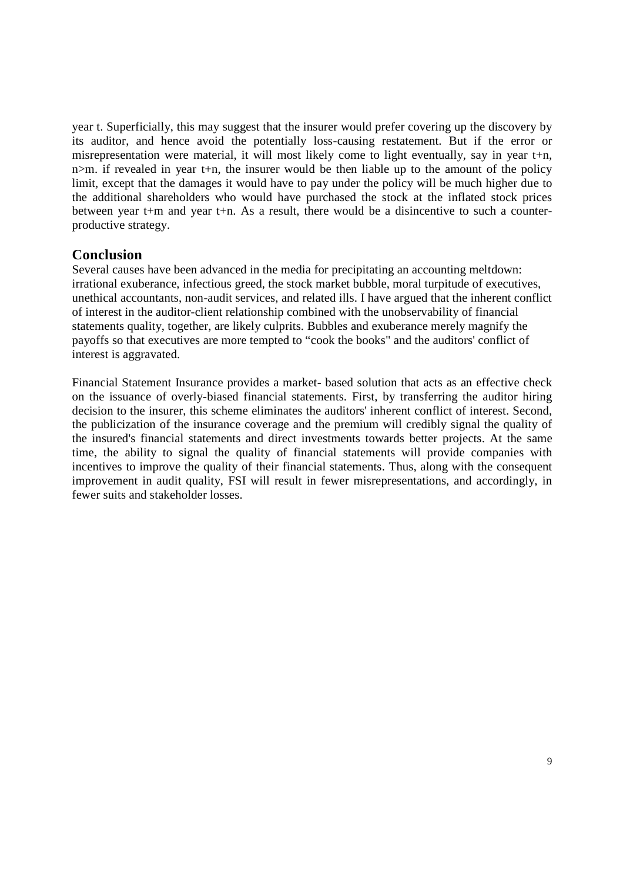year t. Superficially, this may suggest that the insurer would prefer covering up the discovery by its auditor, and hence avoid the potentially loss-causing restatement. But if the error or misrepresentation were material, it will most likely come to light eventually, say in year t+n, n>m. if revealed in year t+n, the insurer would be then liable up to the amount of the policy limit, except that the damages it would have to pay under the policy will be much higher due to the additional shareholders who would have purchased the stock at the inflated stock prices between year t+m and year t+n. As a result, there would be a disincentive to such a counter-productive strategy.

## Conclusion

Several causes have been advanced in the media for precipitating an accounting meltdown: irrational exuberance, infectious greed, the stock market bubble, moral turpitude of executives, unethical accountants, non-audit services, and related ills. I have argued that the inherent conflict of interest in the auditor-client relationship combined with the unobservability of financial statements quality, together, are likely culprits. Bubbles and exuberance merely magnify the payoffs so that executives are more tempted to "cook the books" and the auditors' conflict of interest is aggravated.

Financial Statement Insurance provides a market- based solution that acts as an effective check on the issuance of overly-biased financial statements. First, by transferring the auditor hiring decision to the insurer, this scheme eliminates the auditors' inherent conflict of interest. Second, the publicization of the insurance coverage and the premium will credibly signal the quality of the insured's financial statements and direct investments towards better projects. At the same time, the ability to signal the quality of financial statements will provide companies with incentives to improve the quality of their financial statements. Thus, along with the consequent improvement in audit quality, FSI will result in fewer misrepresentations, and accordingly, in fewer suits and stakeholder losses.